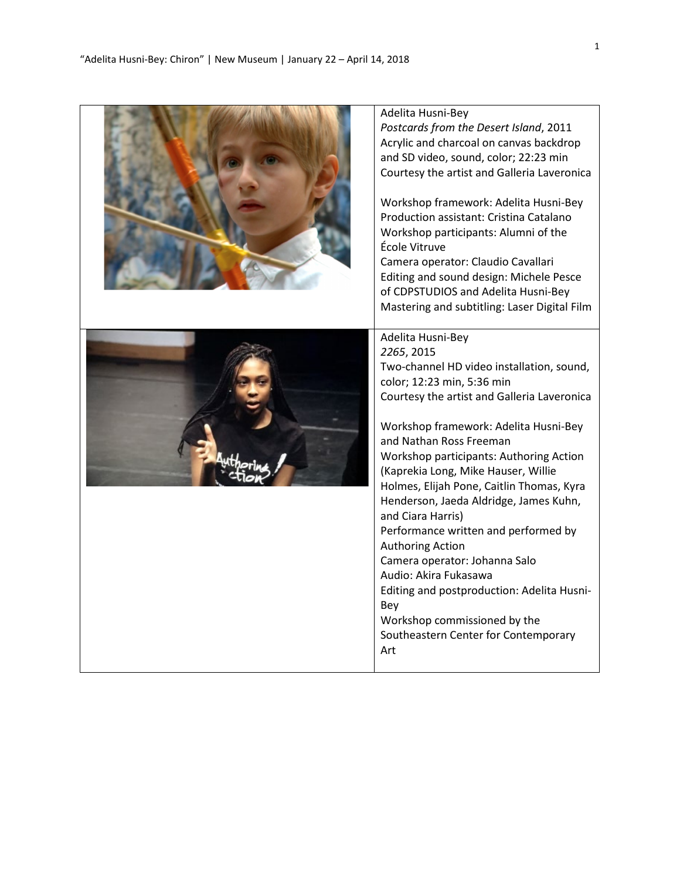“Adelita Husni-Bey: Chiron” | New Museum | January 22 – April 14, 2018

| | |
|---|---|
| | Adelita Husni-Bey<br>*Postcards from the Desert Island*, 2011<br>Acrylic and charcoal on canvas backdrop and SD video, sound, color; 22:23 min<br>Courtesy the artist and Galleria Laveronica<br><br>Workshop framework: Adelita Husni-Bey<br>Production assistant: Cristina Catalano<br>Workshop participants: Alumni of the École Vitruve<br>Camera operator: Claudio Cavallari<br>Editing and sound design: Michele Pesce of CDPSTUDIOS and Adelita Husni-Bey<br>Mastering and subtitling: Laser Digital Film |
| | Adelita Husni-Bey<br>*2265*, 2015<br>Two-channel HD video installation, sound, color; 12:23 min, 5:36 min<br>Courtesy the artist and Galleria Laveronica<br><br>Workshop framework: Adelita Husni-Bey and Nathan Ross Freeman<br>Workshop participants: Authoring Action (Kaprekia Long, Mike Hauser, Willie Holmes, Elijah Pone, Caitlin Thomas, Kyra Henderson, Jaeda Aldridge, James Kuhn, and Ciara Harris)<br>Performance written and performed by Authoring Action<br>Camera operator: Johanna Salo<br>Audio: Akira Fukasawa<br>Editing and postproduction: Adelita Husni-Bey<br>Workshop commissioned by the Southeastern Center for Contemporary Art |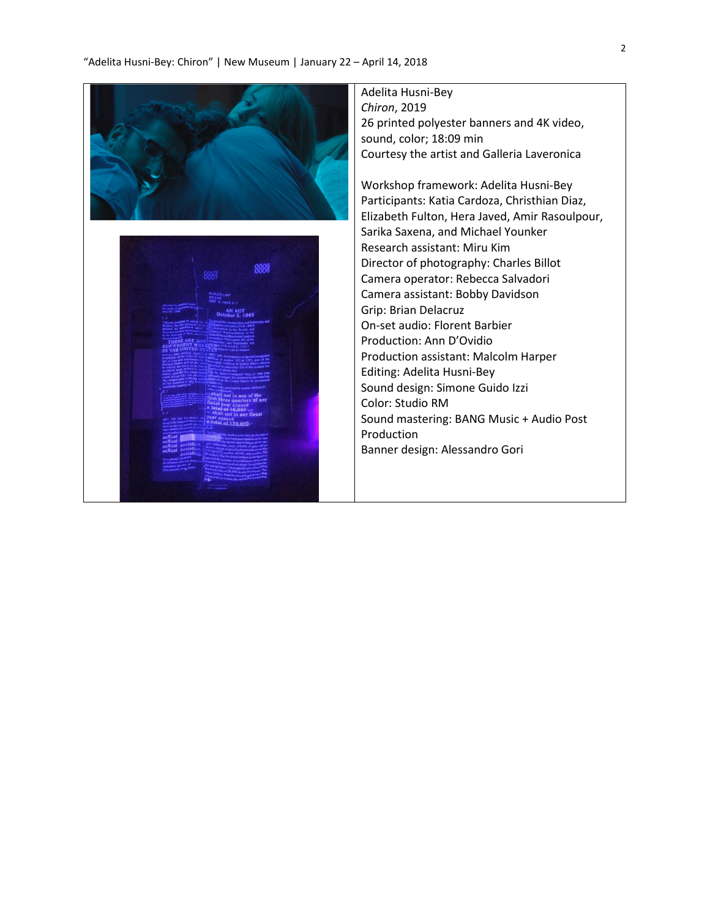Adelita Husni-Bey
*Chiron*, 2019
26 printed polyester banners and 4K video, sound, color; 18:09 min
Courtesy the artist and Galleria Laveronica

Workshop framework: Adelita Husni-Bey
Participants: Katia Cardoza, Christhian Diaz, Elizabeth Fulton, Hera Javed, Amir Rasoulpour, Sarika Saxena, and Michael Younker
Research assistant: Miru Kim
Director of photography: Charles Billot
Camera operator: Rebecca Salvadori
Camera assistant: Bobby Davidson
Grip: Brian Delacruz
On-set audio: Florent Barbier
Production: Ann D'Ovidio
Production assistant: Malcolm Harper
Editing: Adelita Husni-Bey
Sound design: Simone Guido Izzi
Color: Studio RM
Sound mastering: BANG Music + Audio Post Production
Banner design: Alessandro Gori